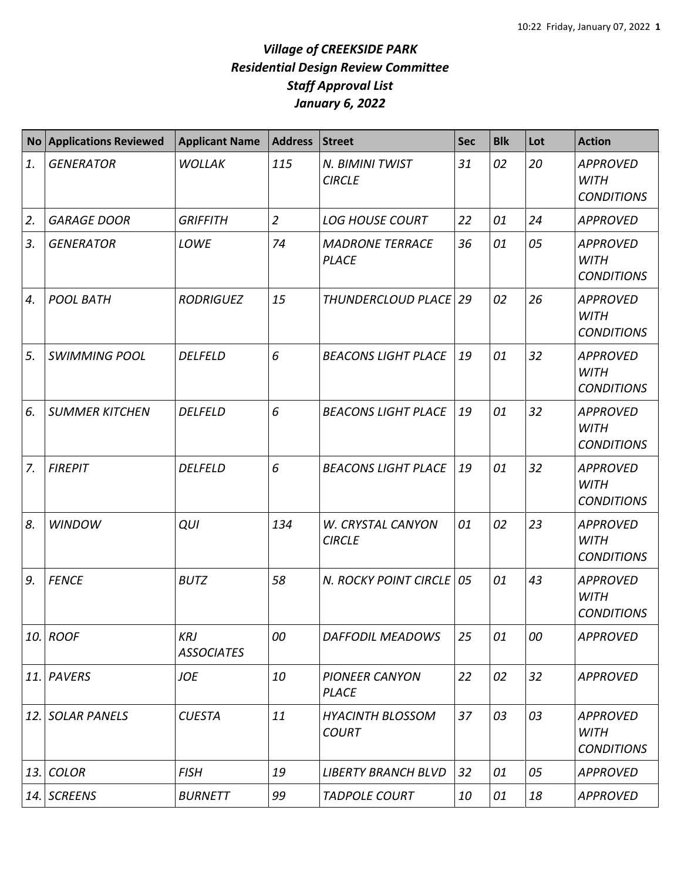# *Village of CREEKSIDE PARK*
## *Residential Design Review Committee*
## *Staff Approval List*
## *January 6, 2022*

| No | Applications Reviewed | Applicant Name | Address | Street | Sec | Blk | Lot | Action |
|---|---|---|---|---|---|---|---|---|
| *1.* | *GENERATOR* | *WOLLAK* | *115* | *N. BIMINI TWIST CIRCLE* | *31* | *02* | *20* | *APPROVED WITH CONDITIONS* |
| *2.* | *GARAGE DOOR* | *GRIFFITH* | *2* | *LOG HOUSE COURT* | *22* | *01* | *24* | *APPROVED* |
| *3.* | *GENERATOR* | *LOWE* | *74* | *MADRONE TERRACE PLACE* | *36* | *01* | *05* | *APPROVED WITH CONDITIONS* |
| *4.* | *POOL BATH* | *RODRIGUEZ* | *15* | *THUNDERCLOUD PLACE* | *29* | *02* | *26* | *APPROVED WITH CONDITIONS* |
| *5.* | *SWIMMING POOL* | *DELFELD* | *6* | *BEACONS LIGHT PLACE* | *19* | *01* | *32* | *APPROVED WITH CONDITIONS* |
| *6.* | *SUMMER KITCHEN* | *DELFELD* | *6* | *BEACONS LIGHT PLACE* | *19* | *01* | *32* | *APPROVED WITH CONDITIONS* |
| *7.* | *FIREPIT* | *DELFELD* | *6* | *BEACONS LIGHT PLACE* | *19* | *01* | *32* | *APPROVED WITH CONDITIONS* |
| *8.* | *WINDOW* | *QUI* | *134* | *W. CRYSTAL CANYON CIRCLE* | *01* | *02* | *23* | *APPROVED WITH CONDITIONS* |
| *9.* | *FENCE* | *BUTZ* | *58* | *N. ROCKY POINT CIRCLE* | *05* | *01* | *43* | *APPROVED WITH CONDITIONS* |
| *10.* | *ROOF* | *KRJ ASSOCIATES* | *00* | *DAFFODIL MEADOWS* | *25* | *01* | *00* | *APPROVED* |
| *11.* | *PAVERS* | *JOE* | *10* | *PIONEER CANYON PLACE* | *22* | *02* | *32* | *APPROVED* |
| *12.* | *SOLAR PANELS* | *CUESTA* | *11* | *HYACINTH BLOSSOM COURT* | *37* | *03* | *03* | *APPROVED WITH CONDITIONS* |
| *13.* | *COLOR* | *FISH* | *19* | *LIBERTY BRANCH BLVD* | *32* | *01* | *05* | *APPROVED* |
| *14.* | *SCREENS* | *BURNETT* | *99* | *TADPOLE COURT* | *10* | *01* | *18* | *APPROVED* |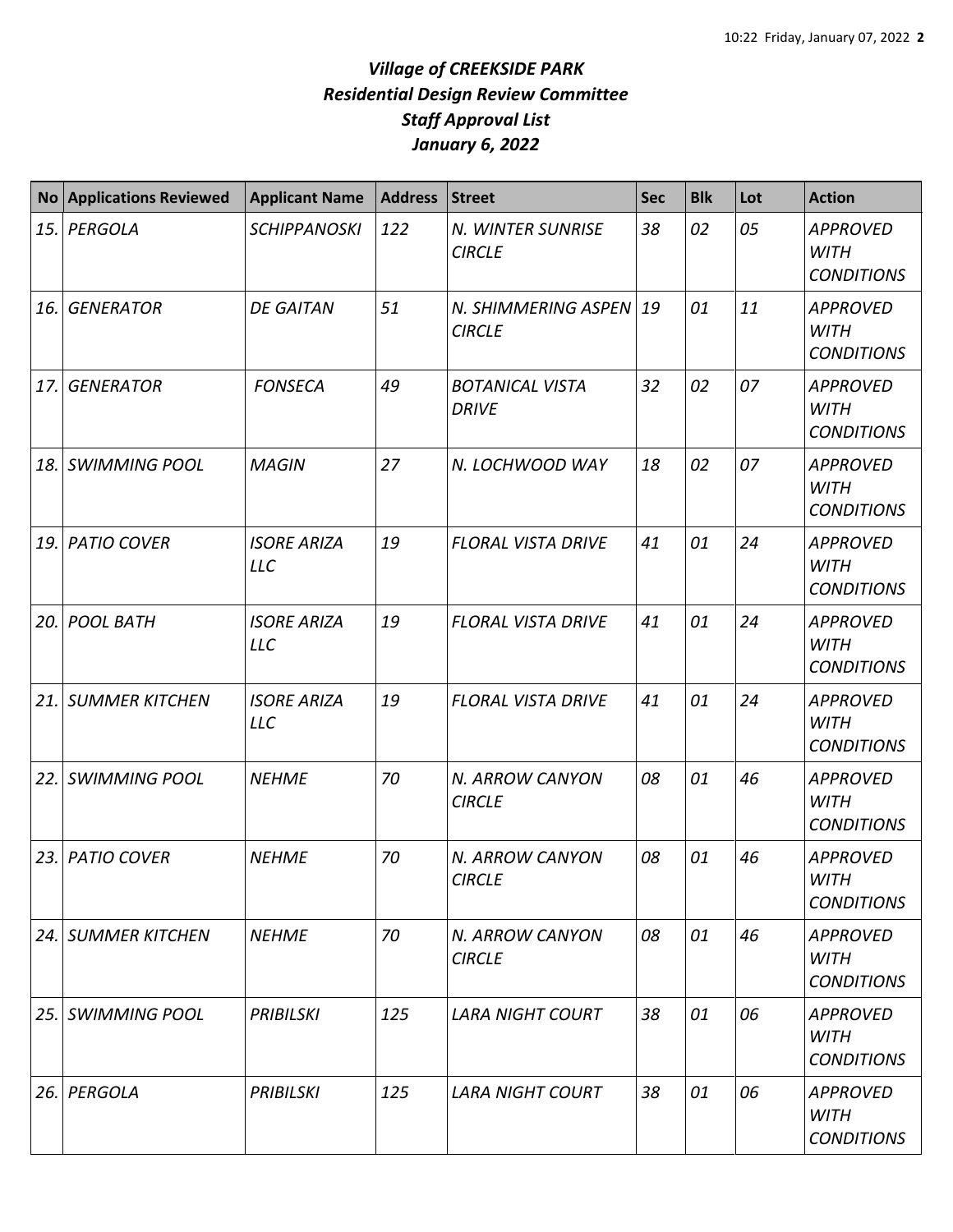# *Village of CREEKSIDE PARK*
## *Residential Design Review Committee*
## *Staff Approval List*
## *January 6, 2022*

| No | Applications Reviewed | Applicant Name | Address | Street | Sec | Blk | Lot | Action |
|---|---|---|---|---|---|---|---|---|
| *15.* | *PERGOLA* | *SCHIPPANOSKI* | *122* | *N. WINTER SUNRISE CIRCLE* | *38* | *02* | *05* | *APPROVED WITH CONDITIONS* |
| *16.* | *GENERATOR* | *DE GAITAN* | *51* | *N. SHIMMERING ASPEN CIRCLE* | *19* | *01* | *11* | *APPROVED WITH CONDITIONS* |
| *17.* | *GENERATOR* | *FONSECA* | *49* | *BOTANICAL VISTA DRIVE* | *32* | *02* | *07* | *APPROVED WITH CONDITIONS* |
| *18.* | *SWIMMING POOL* | *MAGIN* | *27* | *N. LOCHWOOD WAY* | *18* | *02* | *07* | *APPROVED WITH CONDITIONS* |
| *19.* | *PATIO COVER* | *ISORE ARIZA LLC* | *19* | *FLORAL VISTA DRIVE* | *41* | *01* | *24* | *APPROVED WITH CONDITIONS* |
| *20.* | *POOL BATH* | *ISORE ARIZA LLC* | *19* | *FLORAL VISTA DRIVE* | *41* | *01* | *24* | *APPROVED WITH CONDITIONS* |
| *21.* | *SUMMER KITCHEN* | *ISORE ARIZA LLC* | *19* | *FLORAL VISTA DRIVE* | *41* | *01* | *24* | *APPROVED WITH CONDITIONS* |
| *22.* | *SWIMMING POOL* | *NEHME* | *70* | *N. ARROW CANYON CIRCLE* | *08* | *01* | *46* | *APPROVED WITH CONDITIONS* |
| *23.* | *PATIO COVER* | *NEHME* | *70* | *N. ARROW CANYON CIRCLE* | *08* | *01* | *46* | *APPROVED WITH CONDITIONS* |
| *24.* | *SUMMER KITCHEN* | *NEHME* | *70* | *N. ARROW CANYON CIRCLE* | *08* | *01* | *46* | *APPROVED WITH CONDITIONS* |
| *25.* | *SWIMMING POOL* | *PRIBILSKI* | *125* | *LARA NIGHT COURT* | *38* | *01* | *06* | *APPROVED WITH CONDITIONS* |
| *26.* | *PERGOLA* | *PRIBILSKI* | *125* | *LARA NIGHT COURT* | *38* | *01* | *06* | *APPROVED WITH CONDITIONS* |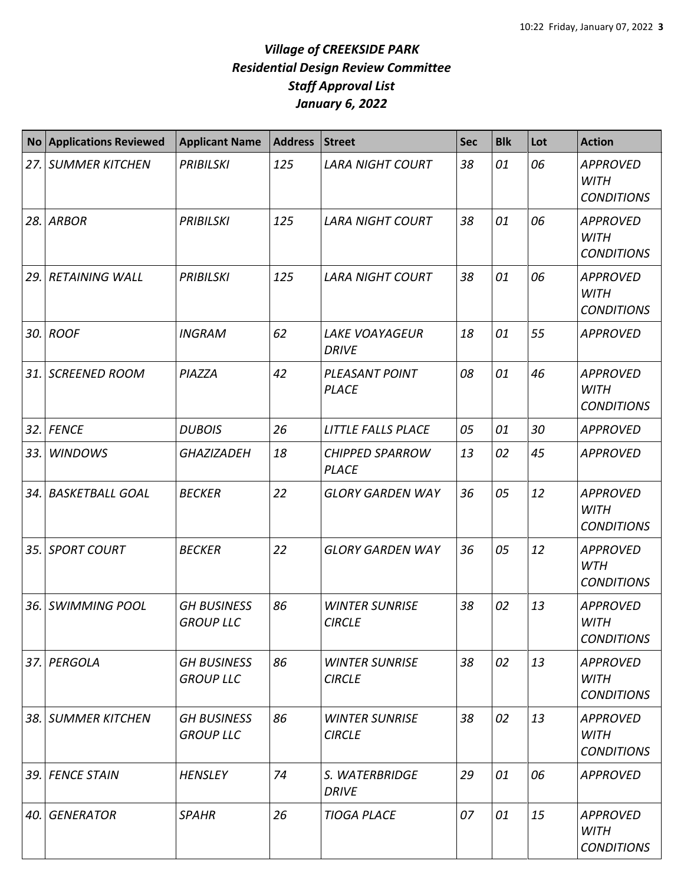# *Village of CREEKSIDE PARK*
## *Residential Design Review Committee*
## *Staff Approval List*
## *January 6, 2022*

| No | Applications Reviewed | Applicant Name | Address | Street | Sec | Blk | Lot | Action |
|---|---|---|---|---|---|---|---|---|
| *27.* | *SUMMER KITCHEN* | *PRIBILSKI* | *125* | *LARA NIGHT COURT* | *38* | *01* | *06* | *APPROVED WITH CONDITIONS* |
| *28.* | *ARBOR* | *PRIBILSKI* | *125* | *LARA NIGHT COURT* | *38* | *01* | *06* | *APPROVED WITH CONDITIONS* |
| *29.* | *RETAINING WALL* | *PRIBILSKI* | *125* | *LARA NIGHT COURT* | *38* | *01* | *06* | *APPROVED WITH CONDITIONS* |
| *30.* | *ROOF* | *INGRAM* | *62* | *LAKE VOAYAGEUR DRIVE* | *18* | *01* | *55* | *APPROVED* |
| *31.* | *SCREENED ROOM* | *PIAZZA* | *42* | *PLEASANT POINT PLACE* | *08* | *01* | *46* | *APPROVED WITH CONDITIONS* |
| *32.* | *FENCE* | *DUBOIS* | *26* | *LITTLE FALLS PLACE* | *05* | *01* | *30* | *APPROVED* |
| *33.* | *WINDOWS* | *GHAZIZADEH* | *18* | *CHIPPED SPARROW PLACE* | *13* | *02* | *45* | *APPROVED* |
| *34.* | *BASKETBALL GOAL* | *BECKER* | *22* | *GLORY GARDEN WAY* | *36* | *05* | *12* | *APPROVED WITH CONDITIONS* |
| *35.* | *SPORT COURT* | *BECKER* | *22* | *GLORY GARDEN WAY* | *36* | *05* | *12* | *APPROVED WTH CONDITIONS* |
| *36.* | *SWIMMING POOL* | *GH BUSINESS GROUP LLC* | *86* | *WINTER SUNRISE CIRCLE* | *38* | *02* | *13* | *APPROVED WITH CONDITIONS* |
| *37.* | *PERGOLA* | *GH BUSINESS GROUP LLC* | *86* | *WINTER SUNRISE CIRCLE* | *38* | *02* | *13* | *APPROVED WITH CONDITIONS* |
| *38.* | *SUMMER KITCHEN* | *GH BUSINESS GROUP LLC* | *86* | *WINTER SUNRISE CIRCLE* | *38* | *02* | *13* | *APPROVED WITH CONDITIONS* |
| *39.* | *FENCE STAIN* | *HENSLEY* | *74* | *S. WATERBRIDGE DRIVE* | *29* | *01* | *06* | *APPROVED* |
| *40.* | *GENERATOR* | *SPAHR* | *26* | *TIOGA PLACE* | *07* | *01* | *15* | *APPROVED WITH CONDITIONS* |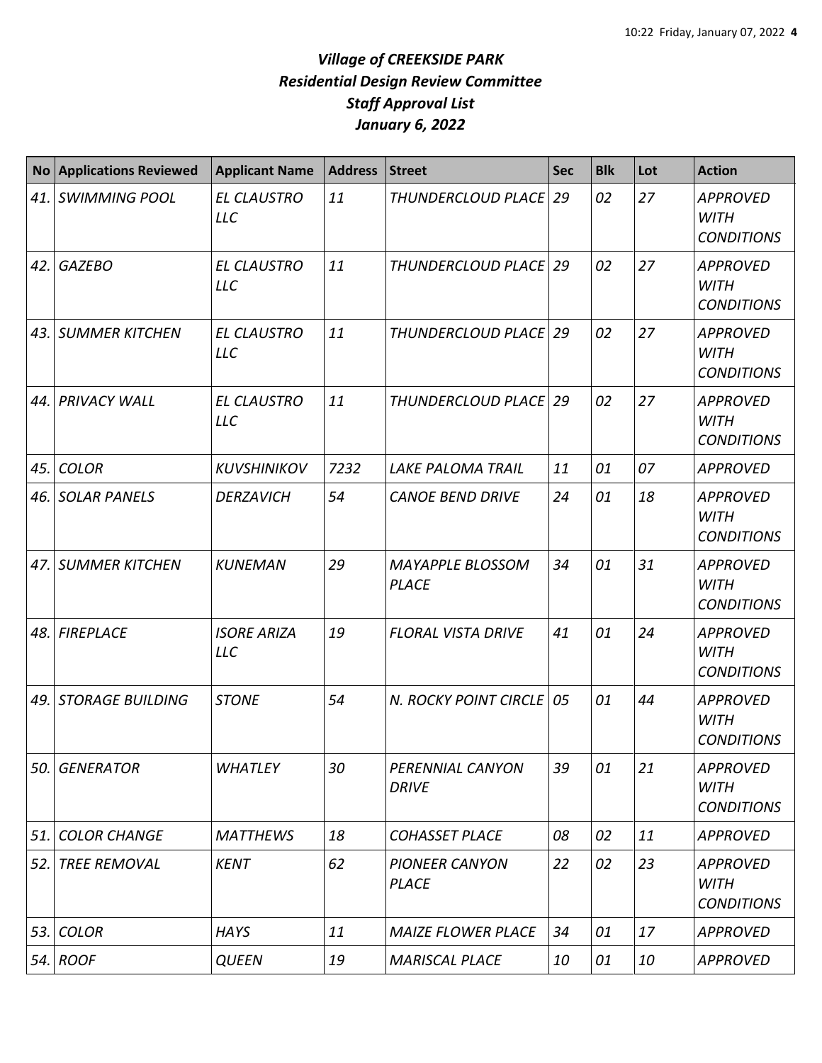# *Village of CREEKSIDE PARK*
## *Residential Design Review Committee*
## *Staff Approval List*
## *January 6, 2022*

| No | Applications Reviewed | Applicant Name | Address | Street | Sec | Blk | Lot | Action |
|---|---|---|---|---|---|---|---|---|
| *41.* | *SWIMMING POOL* | *EL CLAUSTRO LLC* | *11* | *THUNDERCLOUD PLACE* | *29* | *02* | *27* | *APPROVED WITH CONDITIONS* |
| *42.* | *GAZEBO* | *EL CLAUSTRO LLC* | *11* | *THUNDERCLOUD PLACE* | *29* | *02* | *27* | *APPROVED WITH CONDITIONS* |
| *43.* | *SUMMER KITCHEN* | *EL CLAUSTRO LLC* | *11* | *THUNDERCLOUD PLACE* | *29* | *02* | *27* | *APPROVED WITH CONDITIONS* |
| *44.* | *PRIVACY WALL* | *EL CLAUSTRO LLC* | *11* | *THUNDERCLOUD PLACE* | *29* | *02* | *27* | *APPROVED WITH CONDITIONS* |
| *45.* | *COLOR* | *KUVSHINIKOV* | *7232* | *LAKE PALOMA TRAIL* | *11* | *01* | *07* | *APPROVED* |
| *46.* | *SOLAR PANELS* | *DERZAVICH* | *54* | *CANOE BEND DRIVE* | *24* | *01* | *18* | *APPROVED WITH CONDITIONS* |
| *47.* | *SUMMER KITCHEN* | *KUNEMAN* | *29* | *MAYAPPLE BLOSSOM PLACE* | *34* | *01* | *31* | *APPROVED WITH CONDITIONS* |
| *48.* | *FIREPLACE* | *ISORE ARIZA LLC* | *19* | *FLORAL VISTA DRIVE* | *41* | *01* | *24* | *APPROVED WITH CONDITIONS* |
| *49.* | *STORAGE BUILDING* | *STONE* | *54* | *N. ROCKY POINT CIRCLE* | *05* | *01* | *44* | *APPROVED WITH CONDITIONS* |
| *50.* | *GENERATOR* | *WHATLEY* | *30* | *PERENNIAL CANYON DRIVE* | *39* | *01* | *21* | *APPROVED WITH CONDITIONS* |
| *51.* | *COLOR CHANGE* | *MATTHEWS* | *18* | *COHASSET PLACE* | *08* | *02* | *11* | *APPROVED* |
| *52.* | *TREE REMOVAL* | *KENT* | *62* | *PIONEER CANYON PLACE* | *22* | *02* | *23* | *APPROVED WITH CONDITIONS* |
| *53.* | *COLOR* | *HAYS* | *11* | *MAIZE FLOWER PLACE* | *34* | *01* | *17* | *APPROVED* |
| *54.* | *ROOF* | *QUEEN* | *19* | *MARISCAL PLACE* | *10* | *01* | *10* | *APPROVED* |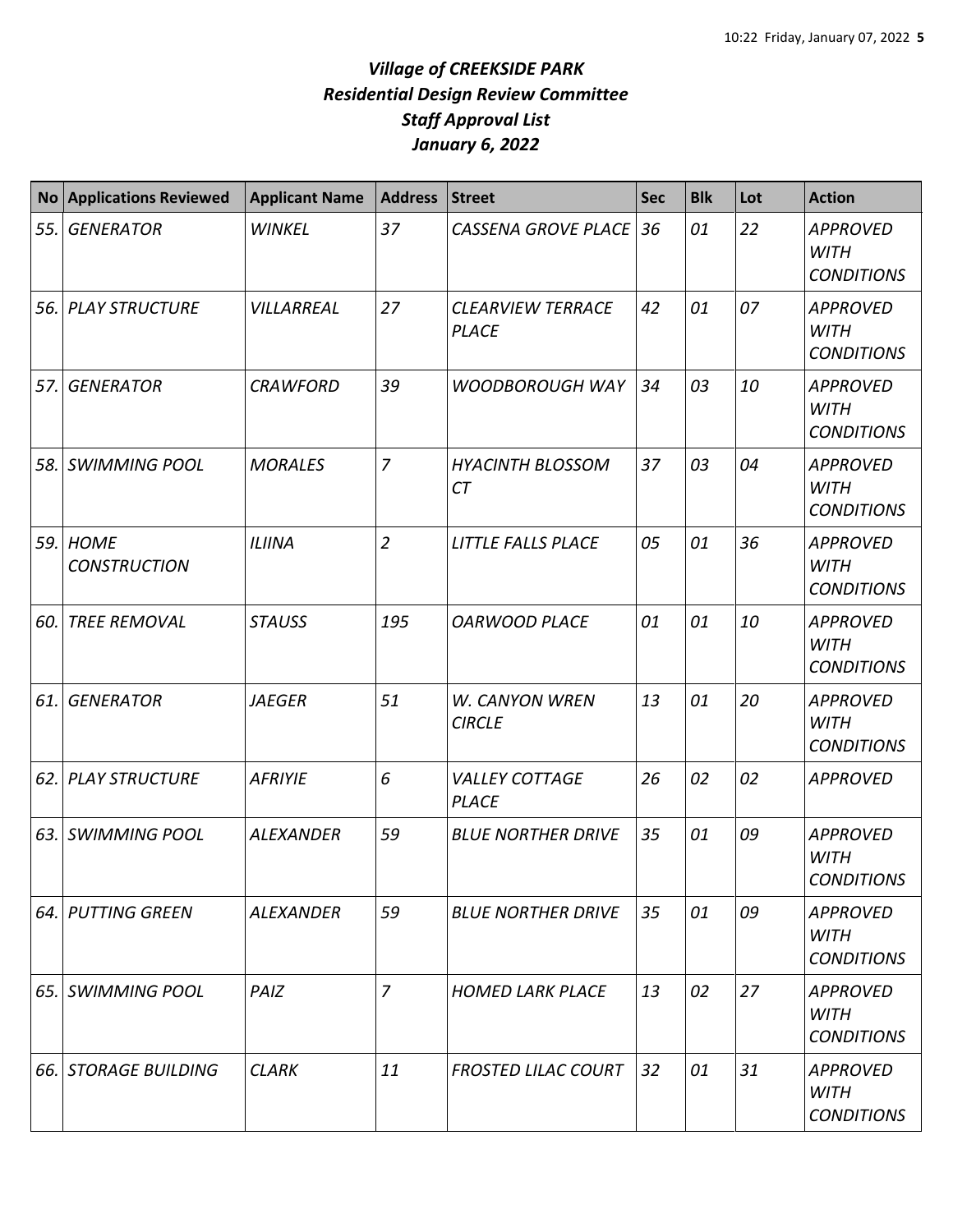# *Village of CREEKSIDE PARK*
# *Residential Design Review Committee*
# *Staff Approval List*
# *January 6, 2022*

| No | Applications Reviewed | Applicant Name | Address | Street | Sec | Blk | Lot | Action |
|---|---|---|---|---|---|---|---|---|
| 55. | GENERATOR | WINKEL | 37 | CASSENA GROVE PLACE | 36 | 01 | 22 | APPROVED WITH CONDITIONS |
| 56. | PLAY STRUCTURE | VILLARREAL | 27 | CLEARVIEW TERRACE PLACE | 42 | 01 | 07 | APPROVED WITH CONDITIONS |
| 57. | GENERATOR | CRAWFORD | 39 | WOODBOROUGH WAY | 34 | 03 | 10 | APPROVED WITH CONDITIONS |
| 58. | SWIMMING POOL | MORALES | 7 | HYACINTH BLOSSOM CT | 37 | 03 | 04 | APPROVED WITH CONDITIONS |
| 59. | HOME CONSTRUCTION | ILIINA | 2 | LITTLE FALLS PLACE | 05 | 01 | 36 | APPROVED WITH CONDITIONS |
| 60. | TREE REMOVAL | STAUSS | 195 | OARWOOD PLACE | 01 | 01 | 10 | APPROVED WITH CONDITIONS |
| 61. | GENERATOR | JAEGER | 51 | W. CANYON WREN CIRCLE | 13 | 01 | 20 | APPROVED WITH CONDITIONS |
| 62. | PLAY STRUCTURE | AFRIYIE | 6 | VALLEY COTTAGE PLACE | 26 | 02 | 02 | APPROVED |
| 63. | SWIMMING POOL | ALEXANDER | 59 | BLUE NORTHER DRIVE | 35 | 01 | 09 | APPROVED WITH CONDITIONS |
| 64. | PUTTING GREEN | ALEXANDER | 59 | BLUE NORTHER DRIVE | 35 | 01 | 09 | APPROVED WITH CONDITIONS |
| 65. | SWIMMING POOL | PAIZ | 7 | HOMED LARK PLACE | 13 | 02 | 27 | APPROVED WITH CONDITIONS |
| 66. | STORAGE BUILDING | CLARK | 11 | FROSTED LILAC COURT | 32 | 01 | 31 | APPROVED WITH CONDITIONS |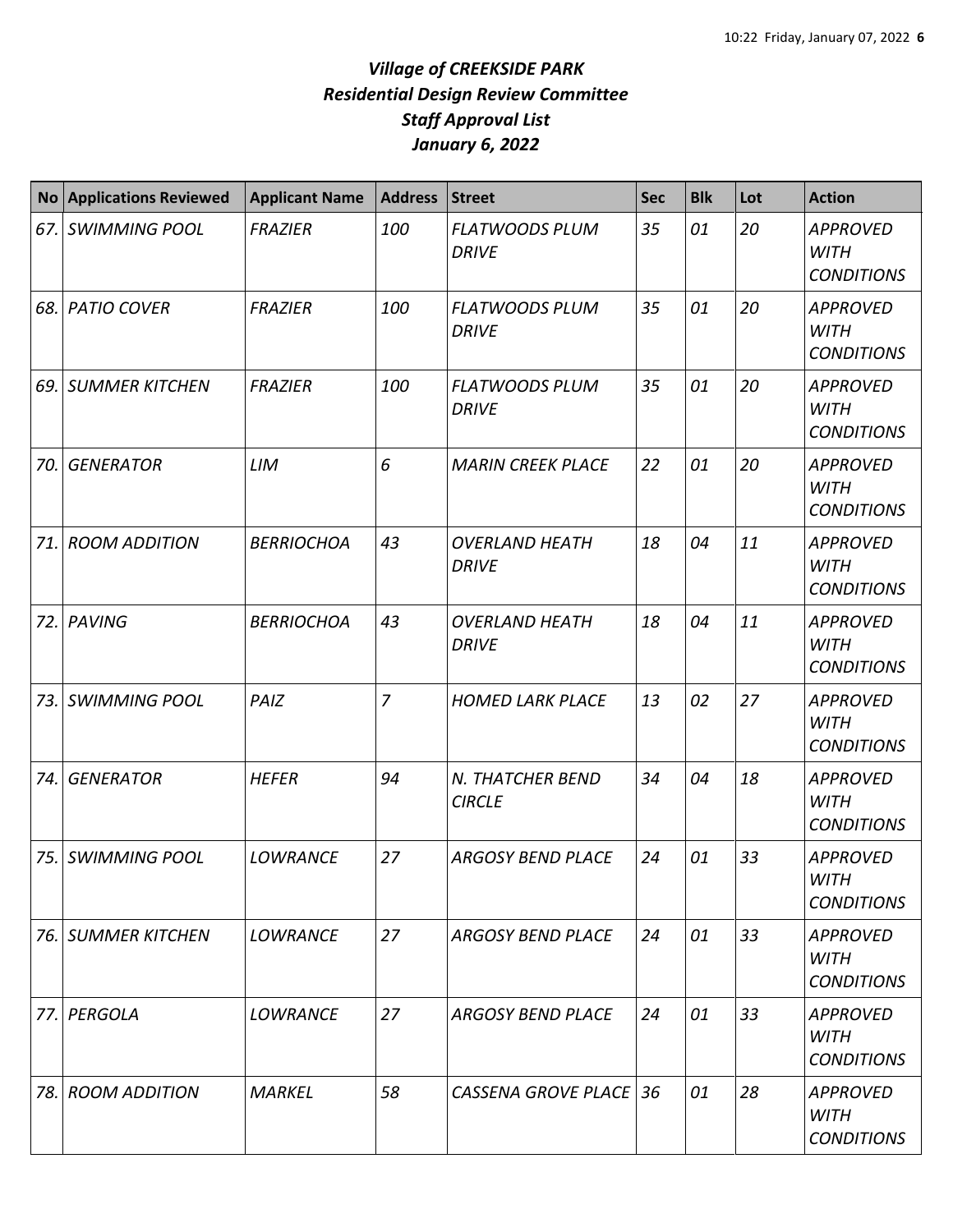# *Village of CREEKSIDE PARK*
## *Residential Design Review Committee*
## *Staff Approval List*
## *January 6, 2022*

| No | Applications Reviewed | Applicant Name | Address | Street | Sec | Blk | Lot | Action |
|---|---|---|---|---|---|---|---|---|
| *67.* | *SWIMMING POOL* | *FRAZIER* | *100* | *FLATWOODS PLUM DRIVE* | *35* | *01* | *20* | *APPROVED WITH CONDITIONS* |
| *68.* | *PATIO COVER* | *FRAZIER* | *100* | *FLATWOODS PLUM DRIVE* | *35* | *01* | *20* | *APPROVED WITH CONDITIONS* |
| *69.* | *SUMMER KITCHEN* | *FRAZIER* | *100* | *FLATWOODS PLUM DRIVE* | *35* | *01* | *20* | *APPROVED WITH CONDITIONS* |
| *70.* | *GENERATOR* | *LIM* | *6* | *MARIN CREEK PLACE* | *22* | *01* | *20* | *APPROVED WITH CONDITIONS* |
| *71.* | *ROOM ADDITION* | *BERRIOCHOA* | *43* | *OVERLAND HEATH DRIVE* | *18* | *04* | *11* | *APPROVED WITH CONDITIONS* |
| *72.* | *PAVING* | *BERRIOCHOA* | *43* | *OVERLAND HEATH DRIVE* | *18* | *04* | *11* | *APPROVED WITH CONDITIONS* |
| *73.* | *SWIMMING POOL* | *PAIZ* | *7* | *HOMED LARK PLACE* | *13* | *02* | *27* | *APPROVED WITH CONDITIONS* |
| *74.* | *GENERATOR* | *HEFER* | *94* | *N. THATCHER BEND CIRCLE* | *34* | *04* | *18* | *APPROVED WITH CONDITIONS* |
| *75.* | *SWIMMING POOL* | *LOWRANCE* | *27* | *ARGOSY BEND PLACE* | *24* | *01* | *33* | *APPROVED WITH CONDITIONS* |
| *76.* | *SUMMER KITCHEN* | *LOWRANCE* | *27* | *ARGOSY BEND PLACE* | *24* | *01* | *33* | *APPROVED WITH CONDITIONS* |
| *77.* | *PERGOLA* | *LOWRANCE* | *27* | *ARGOSY BEND PLACE* | *24* | *01* | *33* | *APPROVED WITH CONDITIONS* |
| *78.* | *ROOM ADDITION* | *MARKEL* | *58* | *CASSENA GROVE PLACE* | *36* | *01* | *28* | *APPROVED WITH CONDITIONS* |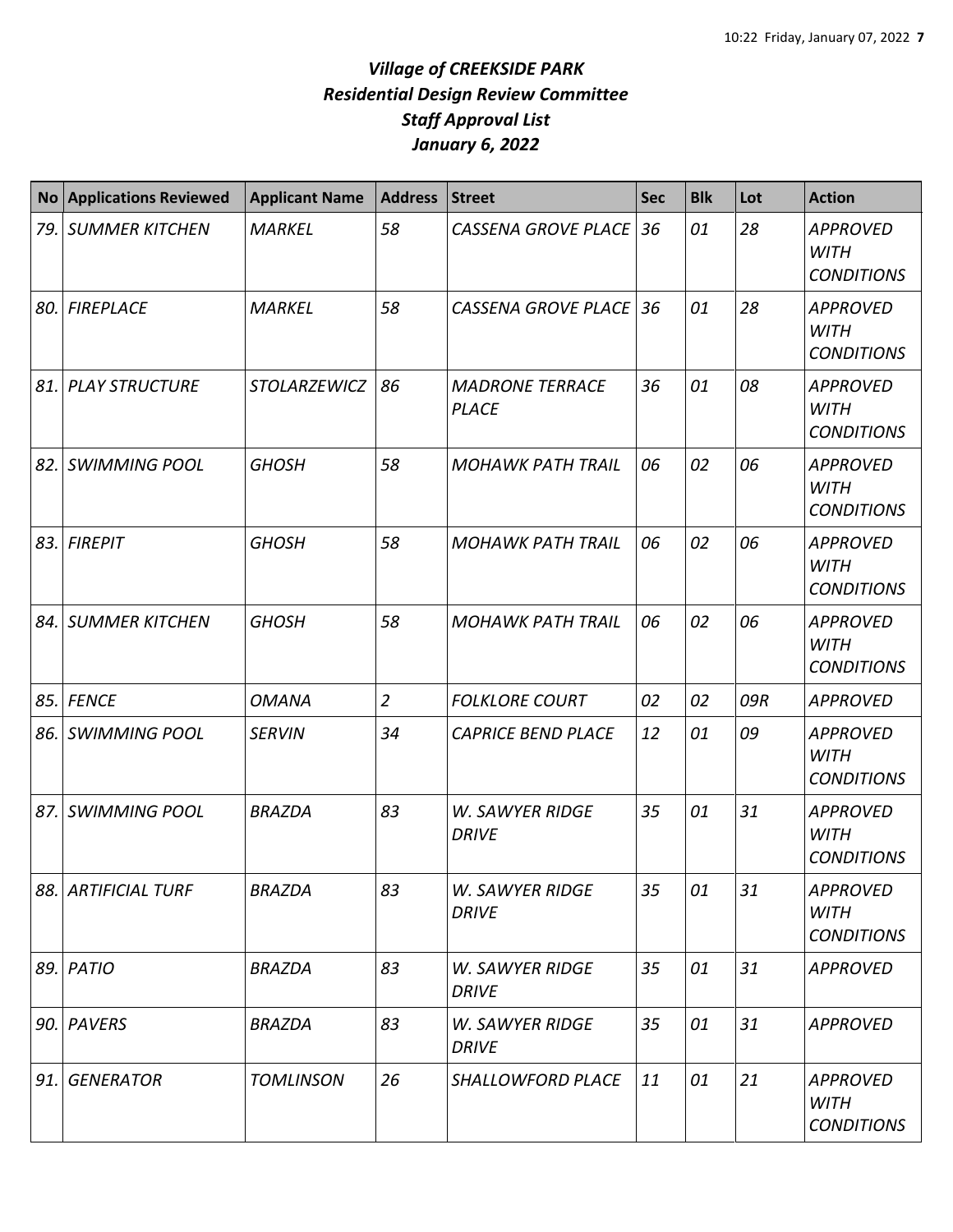# *Village of CREEKSIDE PARK*
## *Residential Design Review Committee*
## *Staff Approval List*
## *January 6, 2022*

| No | Applications Reviewed | Applicant Name | Address | Street | Sec | Blk | Lot | Action |
|---|---|---|---|---|---|---|---|---|
| 79. | SUMMER KITCHEN | MARKEL | 58 | CASSENA GROVE PLACE | 36 | 01 | 28 | APPROVED WITH CONDITIONS |
| 80. | FIREPLACE | MARKEL | 58 | CASSENA GROVE PLACE | 36 | 01 | 28 | APPROVED WITH CONDITIONS |
| 81. | PLAY STRUCTURE | STOLARZEWICZ | 86 | MADRONE TERRACE PLACE | 36 | 01 | 08 | APPROVED WITH CONDITIONS |
| 82. | SWIMMING POOL | GHOSH | 58 | MOHAWK PATH TRAIL | 06 | 02 | 06 | APPROVED WITH CONDITIONS |
| 83. | FIREPIT | GHOSH | 58 | MOHAWK PATH TRAIL | 06 | 02 | 06 | APPROVED WITH CONDITIONS |
| 84. | SUMMER KITCHEN | GHOSH | 58 | MOHAWK PATH TRAIL | 06 | 02 | 06 | APPROVED WITH CONDITIONS |
| 85. | FENCE | OMANA | 2 | FOLKLORE COURT | 02 | 02 | 09R | APPROVED |
| 86. | SWIMMING POOL | SERVIN | 34 | CAPRICE BEND PLACE | 12 | 01 | 09 | APPROVED WITH CONDITIONS |
| 87. | SWIMMING POOL | BRAZDA | 83 | W. SAWYER RIDGE DRIVE | 35 | 01 | 31 | APPROVED WITH CONDITIONS |
| 88. | ARTIFICIAL TURF | BRAZDA | 83 | W. SAWYER RIDGE DRIVE | 35 | 01 | 31 | APPROVED WITH CONDITIONS |
| 89. | PATIO | BRAZDA | 83 | W. SAWYER RIDGE DRIVE | 35 | 01 | 31 | APPROVED |
| 90. | PAVERS | BRAZDA | 83 | W. SAWYER RIDGE DRIVE | 35 | 01 | 31 | APPROVED |
| 91. | GENERATOR | TOMLINSON | 26 | SHALLOWFORD PLACE | 11 | 01 | 21 | APPROVED WITH CONDITIONS |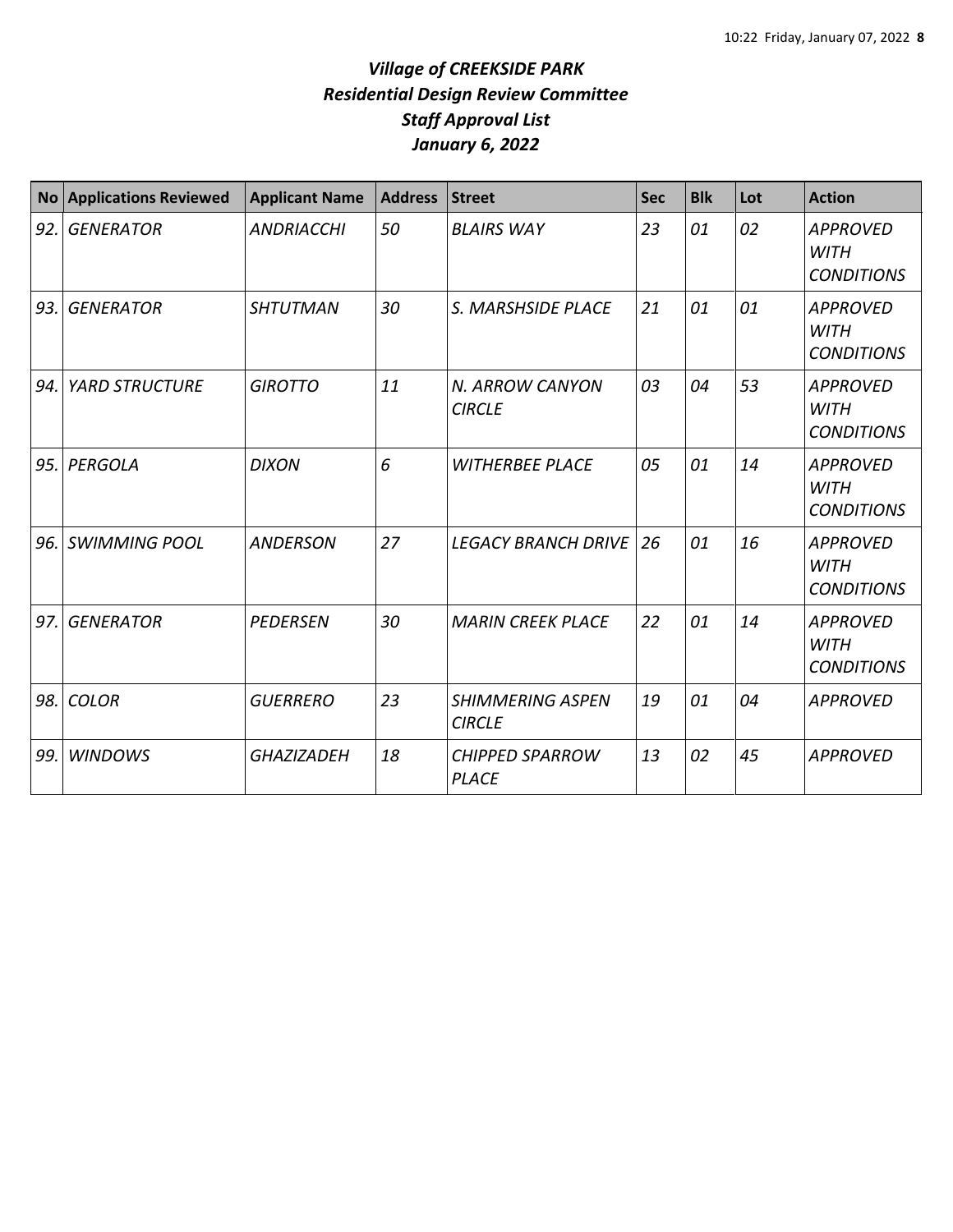# *Village of CREEKSIDE PARK*
## *Residential Design Review Committee*
## *Staff Approval List*
## *January 6, 2022*

| No | Applications Reviewed | Applicant Name | Address | Street | Sec | Blk | Lot | Action |
|---|---|---|---|---|---|---|---|---|
| *92.* | *GENERATOR* | *ANDRIACCHI* | *50* | *BLAIRS WAY* | *23* | *01* | *02* | *APPROVED WITH CONDITIONS* |
| *93.* | *GENERATOR* | *SHTUTMAN* | *30* | *S. MARSHSIDE PLACE* | *21* | *01* | *01* | *APPROVED WITH CONDITIONS* |
| *94.* | *YARD STRUCTURE* | *GIROTTO* | *11* | *N. ARROW CANYON CIRCLE* | *03* | *04* | *53* | *APPROVED WITH CONDITIONS* |
| *95.* | *PERGOLA* | *DIXON* | *6* | *WITHERBEE PLACE* | *05* | *01* | *14* | *APPROVED WITH CONDITIONS* |
| *96.* | *SWIMMING POOL* | *ANDERSON* | *27* | *LEGACY BRANCH DRIVE* | *26* | *01* | *16* | *APPROVED WITH CONDITIONS* |
| *97.* | *GENERATOR* | *PEDERSEN* | *30* | *MARIN CREEK PLACE* | *22* | *01* | *14* | *APPROVED WITH CONDITIONS* |
| *98.* | *COLOR* | *GUERRERO* | *23* | *SHIMMERING ASPEN CIRCLE* | *19* | *01* | *04* | *APPROVED* |
| *99.* | *WINDOWS* | *GHAZIZADEH* | *18* | *CHIPPED SPARROW PLACE* | *13* | *02* | *45* | *APPROVED* |